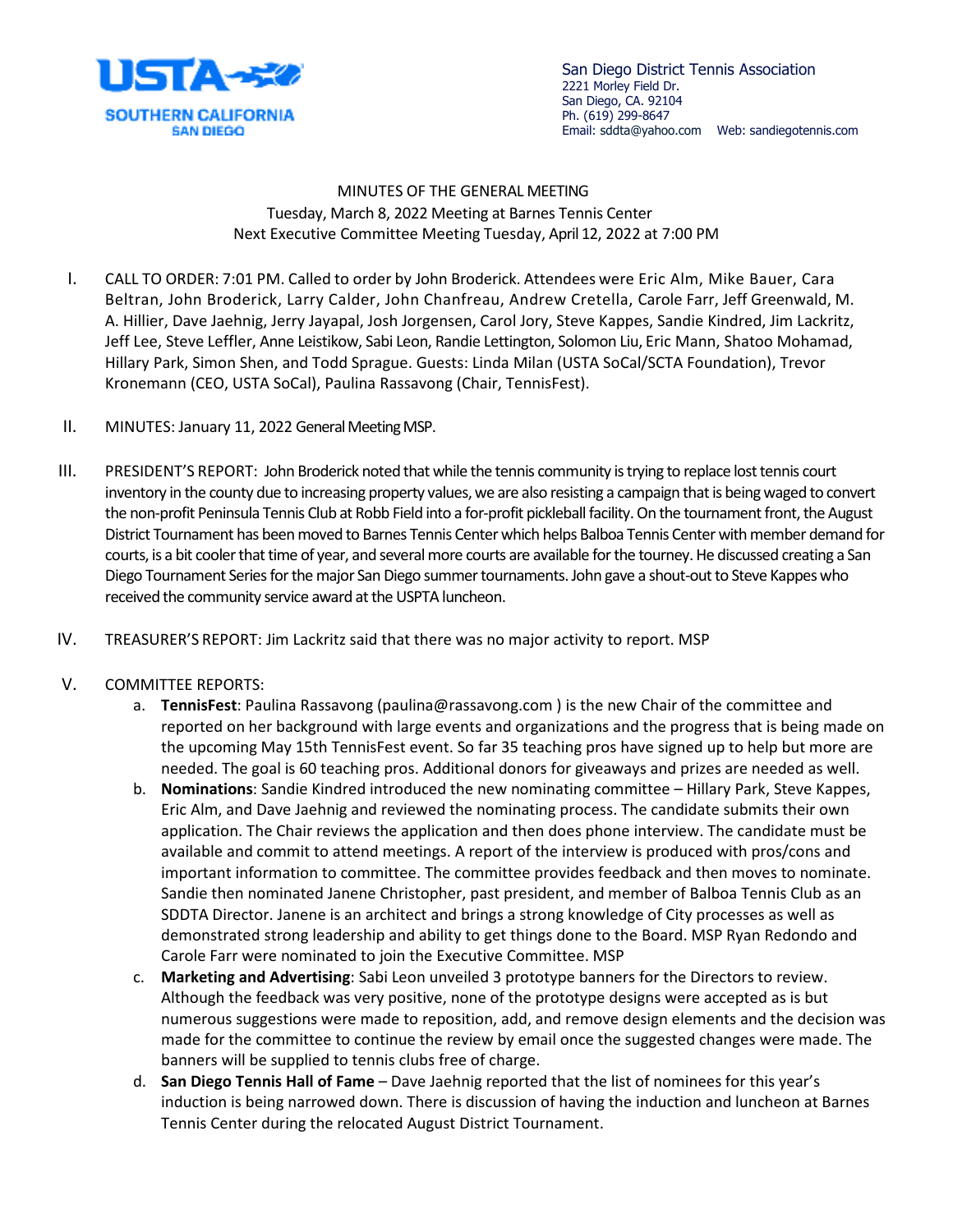USTA SOUTHERN CALIFORNIA SAN DIEGO

San Diego District Tennis Association
2221 Morley Field Dr.
San Diego, CA. 92104
Ph. (619) 299-8647
Email: sddta@yahoo.com Web: sandiegotennis.com

MINUTES OF THE GENERAL MEETING
Tuesday, March 8, 2022 Meeting at Barnes Tennis Center
Next Executive Committee Meeting Tuesday, April 12, 2022 at 7:00 PM

I. CALL TO ORDER: 7:01 PM. Called to order by John Broderick. Attendees were Eric Alm, Mike Bauer, Cara Beltran, John Broderick, Larry Calder, John Chanfreau, Andrew Cretella, Carole Farr, Jeff Greenwald, M. A. Hillier, Dave Jaehnig, Jerry Jayapal, Josh Jorgensen, Carol Jory, Steve Kappes, Sandie Kindred, Jim Lackritz, Jeff Lee, Steve Leffler, Anne Leistikow, Sabi Leon, Randie Lettington, Solomon Liu, Eric Mann, Shatoo Mohamad, Hillary Park, Simon Shen, and Todd Sprague. Guests: Linda Milan (USTA SoCal/SCTA Foundation), Trevor Kronemann (CEO, USTA SoCal), Paulina Rassavong (Chair, TennisFest).

II. MINUTES: January 11, 2022 General Meeting MSP.

III. PRESIDENT'S REPORT: John Broderick noted that while the tennis community is trying to replace lost tennis court inventory in the county due to increasing property values, we are also resisting a campaign that is being waged to convert the non-profit Peninsula Tennis Club at Robb Field into a for-profit pickleball facility. On the tournament front, the August District Tournament has been moved to Barnes Tennis Center which helps Balboa Tennis Center with member demand for courts, is a bit cooler that time of year, and several more courts are available for the tourney. He discussed creating a San Diego Tournament Series for the major San Diego summer tournaments. John gave a shout-out to Steve Kappes who received the community service award at the USPTA luncheon.

IV. TREASURER'S REPORT: Jim Lackritz said that there was no major activity to report. MSP

V. COMMITTEE REPORTS:
   a. **TennisFest**: Paulina Rassavong (paulina@rassavong.com ) is the new Chair of the committee and reported on her background with large events and organizations and the progress that is being made on the upcoming May 15th TennisFest event. So far 35 teaching pros have signed up to help but more are needed. The goal is 60 teaching pros. Additional donors for giveaways and prizes are needed as well.
   b. **Nominations**: Sandie Kindred introduced the new nominating committee – Hillary Park, Steve Kappes, Eric Alm, and Dave Jaehnig and reviewed the nominating process. The candidate submits their own application. The Chair reviews the application and then does phone interview. The candidate must be available and commit to attend meetings. A report of the interview is produced with pros/cons and important information to committee. The committee provides feedback and then moves to nominate. Sandie then nominated Janene Christopher, past president, and member of Balboa Tennis Club as an SDDTA Director. Janene is an architect and brings a strong knowledge of City processes as well as demonstrated strong leadership and ability to get things done to the Board. MSP Ryan Redondo and Carole Farr were nominated to join the Executive Committee. MSP
   c. **Marketing and Advertising**: Sabi Leon unveiled 3 prototype banners for the Directors to review. Although the feedback was very positive, none of the prototype designs were accepted as is but numerous suggestions were made to reposition, add, and remove design elements and the decision was made for the committee to continue the review by email once the suggested changes were made. The banners will be supplied to tennis clubs free of charge.
   d. **San Diego Tennis Hall of Fame** – Dave Jaehnig reported that the list of nominees for this year's induction is being narrowed down. There is discussion of having the induction and luncheon at Barnes Tennis Center during the relocated August District Tournament.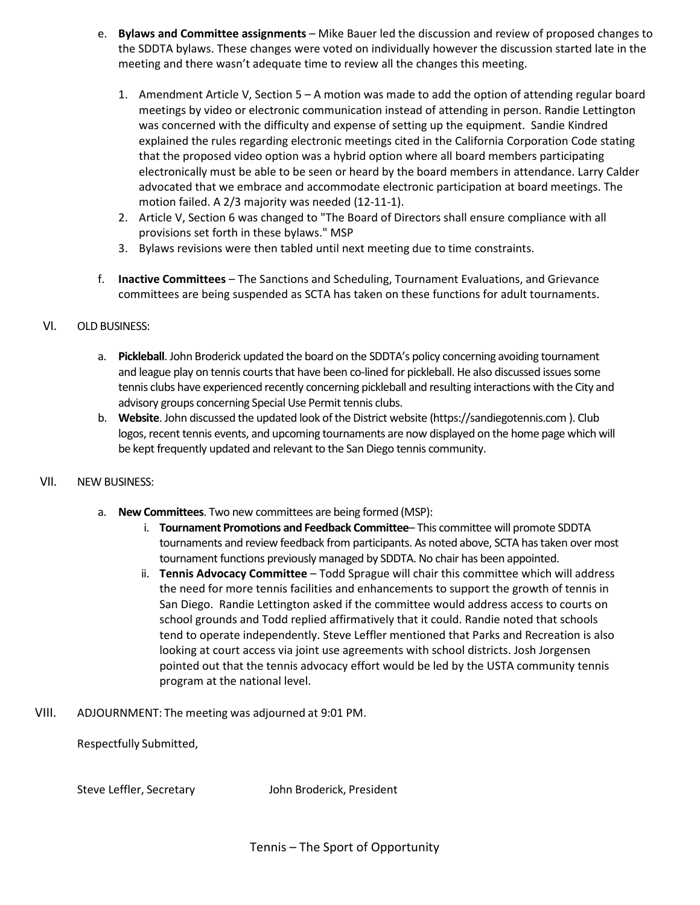e. **Bylaws and Committee assignments** – Mike Bauer led the discussion and review of proposed changes to the SDDTA bylaws. These changes were voted on individually however the discussion started late in the meeting and there wasn't adequate time to review all the changes this meeting.

   1. Amendment Article V, Section 5 – A motion was made to add the option of attending regular board meetings by video or electronic communication instead of attending in person. Randie Lettington was concerned with the difficulty and expense of setting up the equipment. Sandie Kindred explained the rules regarding electronic meetings cited in the California Corporation Code stating that the proposed video option was a hybrid option where all board members participating electronically must be able to be seen or heard by the board members in attendance. Larry Calder advocated that we embrace and accommodate electronic participation at board meetings. The motion failed. A 2/3 majority was needed (12-11-1).
   2. Article V, Section 6 was changed to "The Board of Directors shall ensure compliance with all provisions set forth in these bylaws." MSP
   3. Bylaws revisions were then tabled until next meeting due to time constraints.

f. **Inactive Committees** – The Sanctions and Scheduling, Tournament Evaluations, and Grievance committees are being suspended as SCTA has taken on these functions for adult tournaments.

VI. OLD BUSINESS:

a. **Pickleball**. John Broderick updated the board on the SDDTA's policy concerning avoiding tournament and league play on tennis courts that have been co-lined for pickleball. He also discussed issues some tennis clubs have experienced recently concerning pickleball and resulting interactions with the City and advisory groups concerning Special Use Permit tennis clubs.

b. **Website**. John discussed the updated look of the District website (https://sandiegotennis.com ). Club logos, recent tennis events, and upcoming tournaments are now displayed on the home page which will be kept frequently updated and relevant to the San Diego tennis community.

VII. NEW BUSINESS:

a. **New Committees**. Two new committees are being formed (MSP):

   i. **Tournament Promotions and Feedback Committee**– This committee will promote SDDTA tournaments and review feedback from participants. As noted above, SCTA has taken over most tournament functions previously managed by SDDTA. No chair has been appointed.

   ii. **Tennis Advocacy Committee** – Todd Sprague will chair this committee which will address the need for more tennis facilities and enhancements to support the growth of tennis in San Diego. Randie Lettington asked if the committee would address access to courts on school grounds and Todd replied affirmatively that it could. Randie noted that schools tend to operate independently. Steve Leffler mentioned that Parks and Recreation is also looking at court access via joint use agreements with school districts. Josh Jorgensen pointed out that the tennis advocacy effort would be led by the USTA community tennis program at the national level.

VIII. ADJOURNMENT: The meeting was adjourned at 9:01 PM.

Respectfully Submitted,

Steve Leffler, Secretary                John Broderick, President

Tennis – The Sport of Opportunity